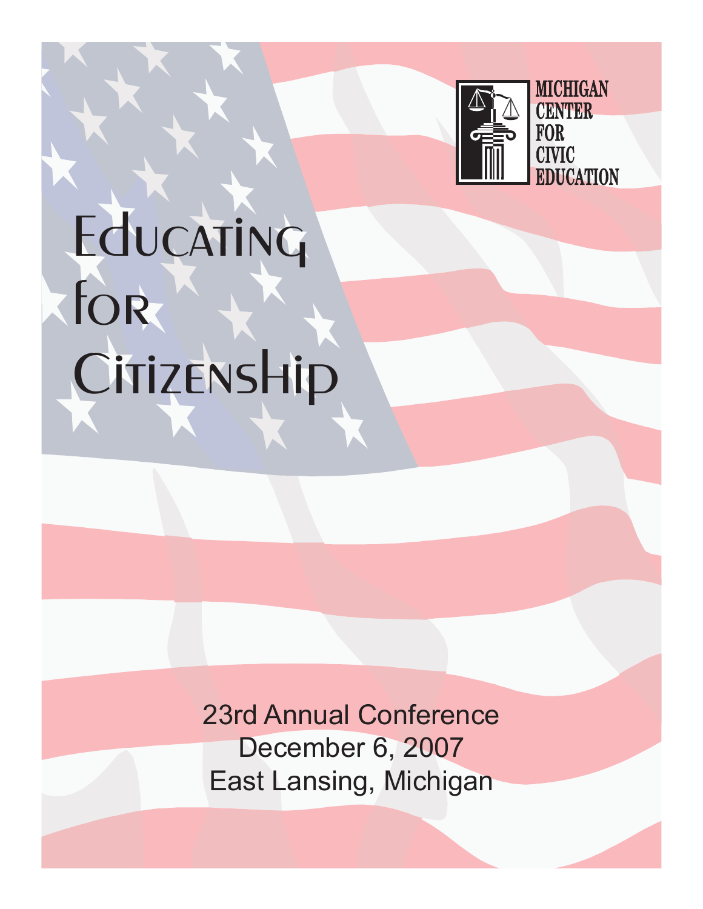MICHIGAN
CENTER
FOR
CIVIC
EDUCATION

# Educating for Citizenship

23rd Annual Conference
December 6, 2007
East Lansing, Michigan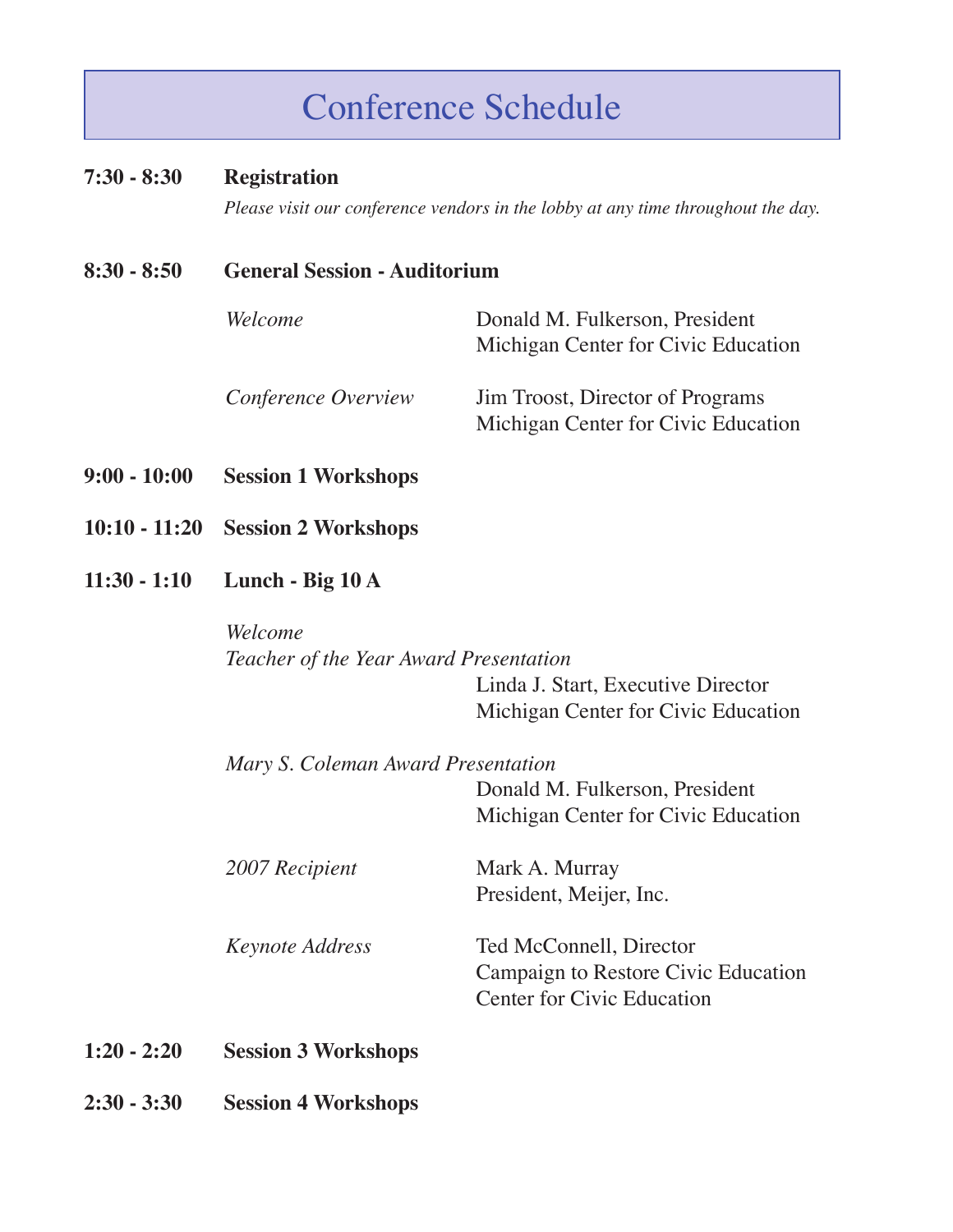# Conference Schedule

**7:30 - 8:30** **Registration**

*Please visit our conference vendors in the lobby at any time throughout the day.*

**8:30 - 8:50** **General Session - Auditorium**

| | |
|---|---|
| *Welcome* | Donald M. Fulkerson, President<br>Michigan Center for Civic Education |
| *Conference Overview* | Jim Troost, Director of Programs<br>Michigan Center for Civic Education |

**9:00 - 10:00** **Session 1 Workshops**

**10:10 - 11:20** **Session 2 Workshops**

**11:30 - 1:10** **Lunch - Big 10 A**

*Welcome*
*Teacher of the Year Award Presentation*
Linda J. Start, Executive Director
Michigan Center for Civic Education

*Mary S. Coleman Award Presentation*
Donald M. Fulkerson, President
Michigan Center for Civic Education

| | |
|---|---|
| *2007 Recipient* | Mark A. Murray<br>President, Meijer, Inc. |
| *Keynote Address* | Ted McConnell, Director<br>Campaign to Restore Civic Education<br>Center for Civic Education |

**1:20 - 2:20** **Session 3 Workshops**

**2:30 - 3:30** **Session 4 Workshops**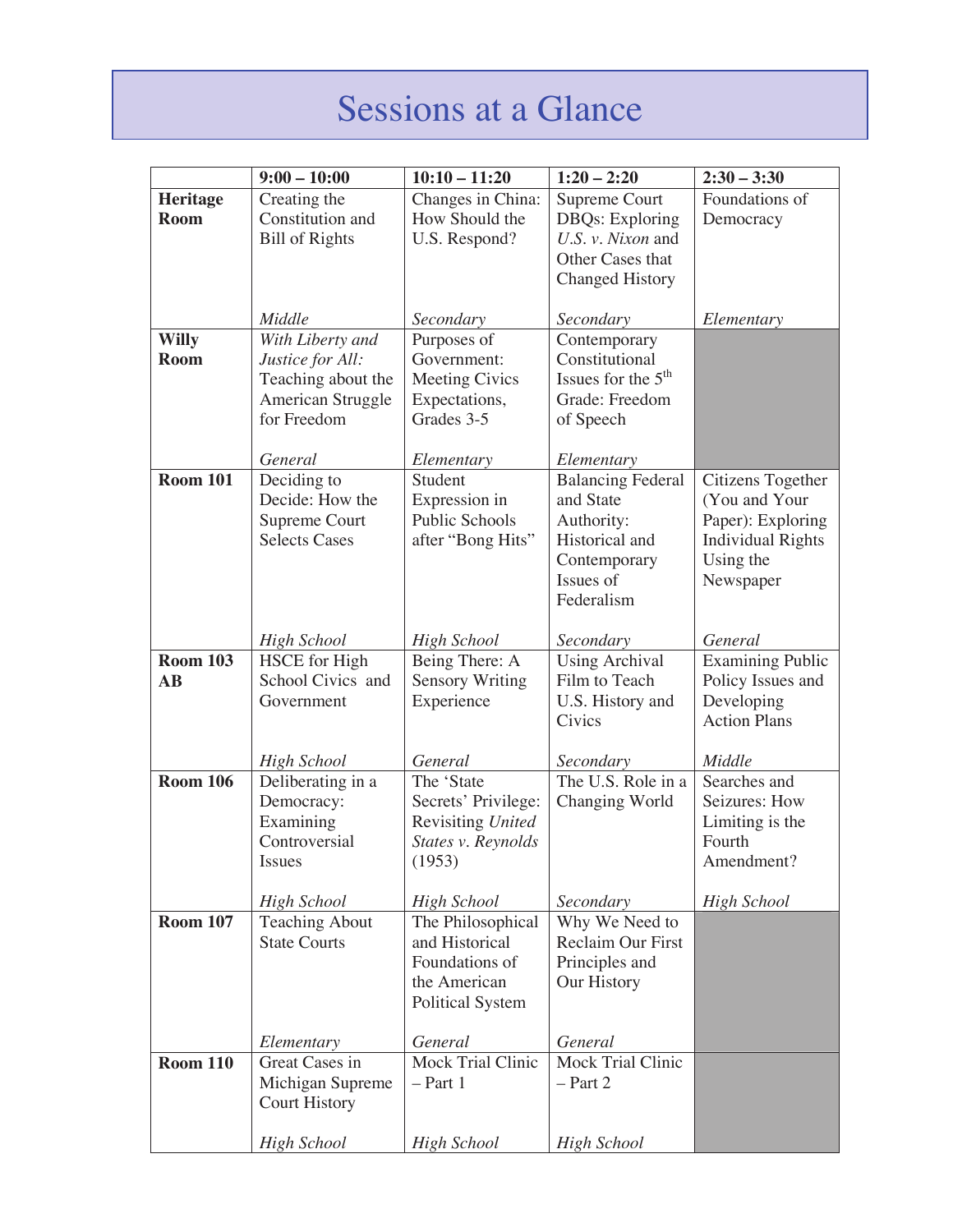# Sessions at a Glance

| | **9:00 – 10:00** | **10:10 – 11:20** | **1:20 – 2:20** | **2:30 – 3:30** |
|---|---|---|---|---|
| **Heritage Room** | Creating the Constitution and Bill of Rights *Middle* | Changes in China: How Should the U.S. Respond? *Secondary* | Supreme Court DBQs: Exploring *U.S. v. Nixon* and Other Cases that Changed History *Secondary* | Foundations of Democracy *Elementary* |
| **Willy Room** | *With Liberty and Justice for All:* Teaching about the American Struggle for Freedom *General* | Purposes of Government: Meeting Civics Expectations, Grades 3-5 *Elementary* | Contemporary Constitutional Issues for the 5th Grade: Freedom of Speech *Elementary* | |
| **Room 101** | Deciding to Decide: How the Supreme Court Selects Cases *High School* | Student Expression in Public Schools after "Bong Hits" *High School* | Balancing Federal and State Authority: Historical and Contemporary Issues of Federalism *Secondary* | Citizens Together (You and Your Paper): Exploring Individual Rights Using the Newspaper *General* |
| **Room 103 AB** | HSCE for High School Civics and Government *High School* | Being There: A Sensory Writing Experience *General* | Using Archival Film to Teach U.S. History and Civics *Secondary* | Examining Public Policy Issues and Developing Action Plans *Middle* |
| **Room 106** | Deliberating in a Democracy: Examining Controversial Issues *High School* | The 'State Secrets' Privilege: Revisiting *United States v. Reynolds* (1953) *High School* | The U.S. Role in a Changing World *Secondary* | Searches and Seizures: How Limiting is the Fourth Amendment? *High School* |
| **Room 107** | Teaching About State Courts *Elementary* | The Philosophical and Historical Foundations of the American Political System *General* | Why We Need to Reclaim Our First Principles and Our History *General* | |
| **Room 110** | Great Cases in Michigan Supreme Court History *High School* | Mock Trial Clinic – Part 1 *High School* | Mock Trial Clinic – Part 2 *High School* | |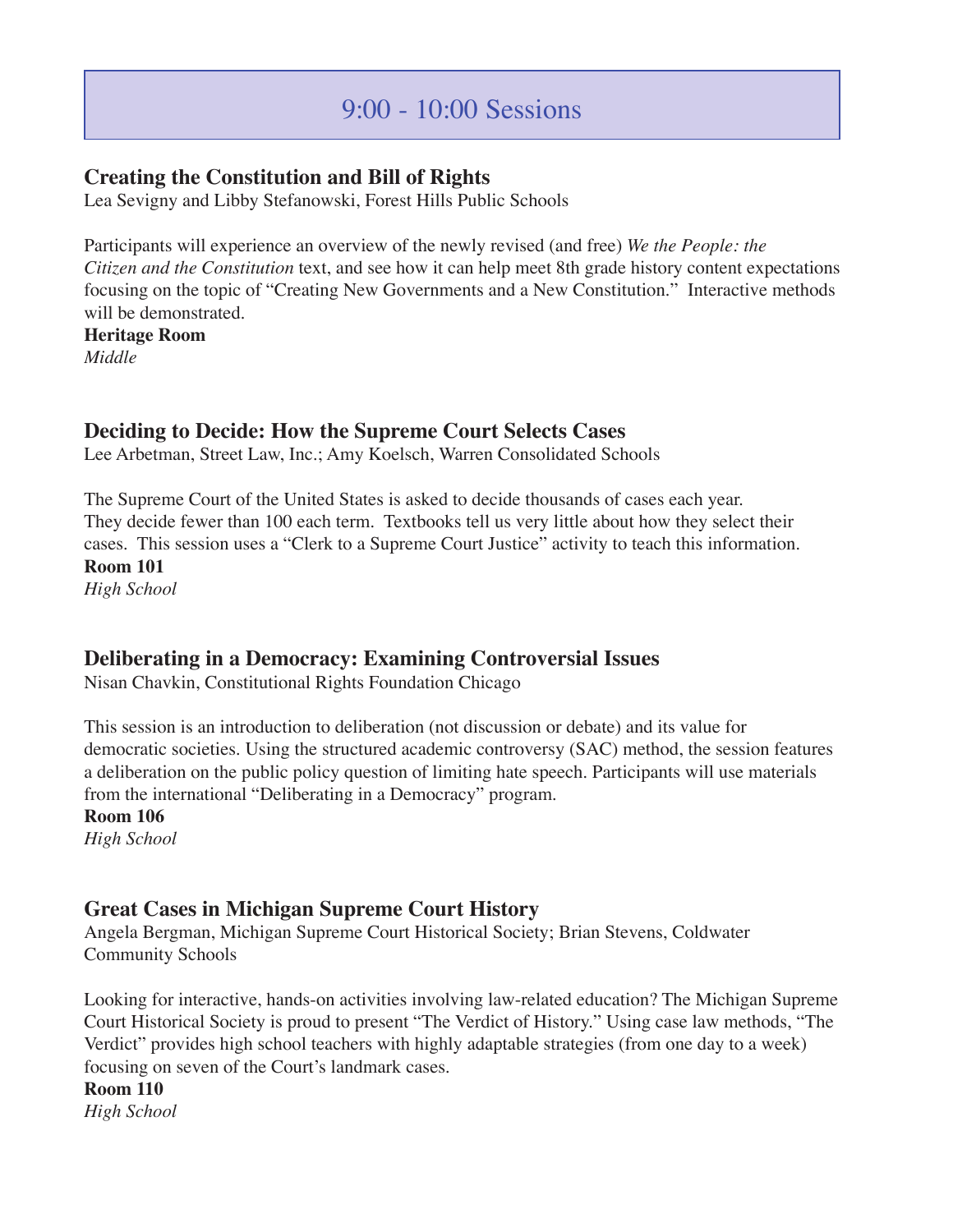# 9:00 - 10:00 Sessions

## Creating the Constitution and Bill of Rights

Lea Sevigny and Libby Stefanowski, Forest Hills Public Schools

Participants will experience an overview of the newly revised (and free) *We the People: the Citizen and the Constitution* text, and see how it can help meet 8th grade history content expectations focusing on the topic of "Creating New Governments and a New Constitution." Interactive methods will be demonstrated.

**Heritage Room**

*Middle*

## Deciding to Decide: How the Supreme Court Selects Cases

Lee Arbetman, Street Law, Inc.; Amy Koelsch, Warren Consolidated Schools

The Supreme Court of the United States is asked to decide thousands of cases each year. They decide fewer than 100 each term. Textbooks tell us very little about how they select their cases. This session uses a "Clerk to a Supreme Court Justice" activity to teach this information.

**Room 101**

*High School*

## Deliberating in a Democracy: Examining Controversial Issues

Nisan Chavkin, Constitutional Rights Foundation Chicago

This session is an introduction to deliberation (not discussion or debate) and its value for democratic societies. Using the structured academic controversy (SAC) method, the session features a deliberation on the public policy question of limiting hate speech. Participants will use materials from the international "Deliberating in a Democracy" program.

**Room 106**

*High School*

## Great Cases in Michigan Supreme Court History

Angela Bergman, Michigan Supreme Court Historical Society; Brian Stevens, Coldwater Community Schools

Looking for interactive, hands-on activities involving law-related education? The Michigan Supreme Court Historical Society is proud to present "The Verdict of History." Using case law methods, "The Verdict" provides high school teachers with highly adaptable strategies (from one day to a week) focusing on seven of the Court's landmark cases.

**Room 110**

*High School*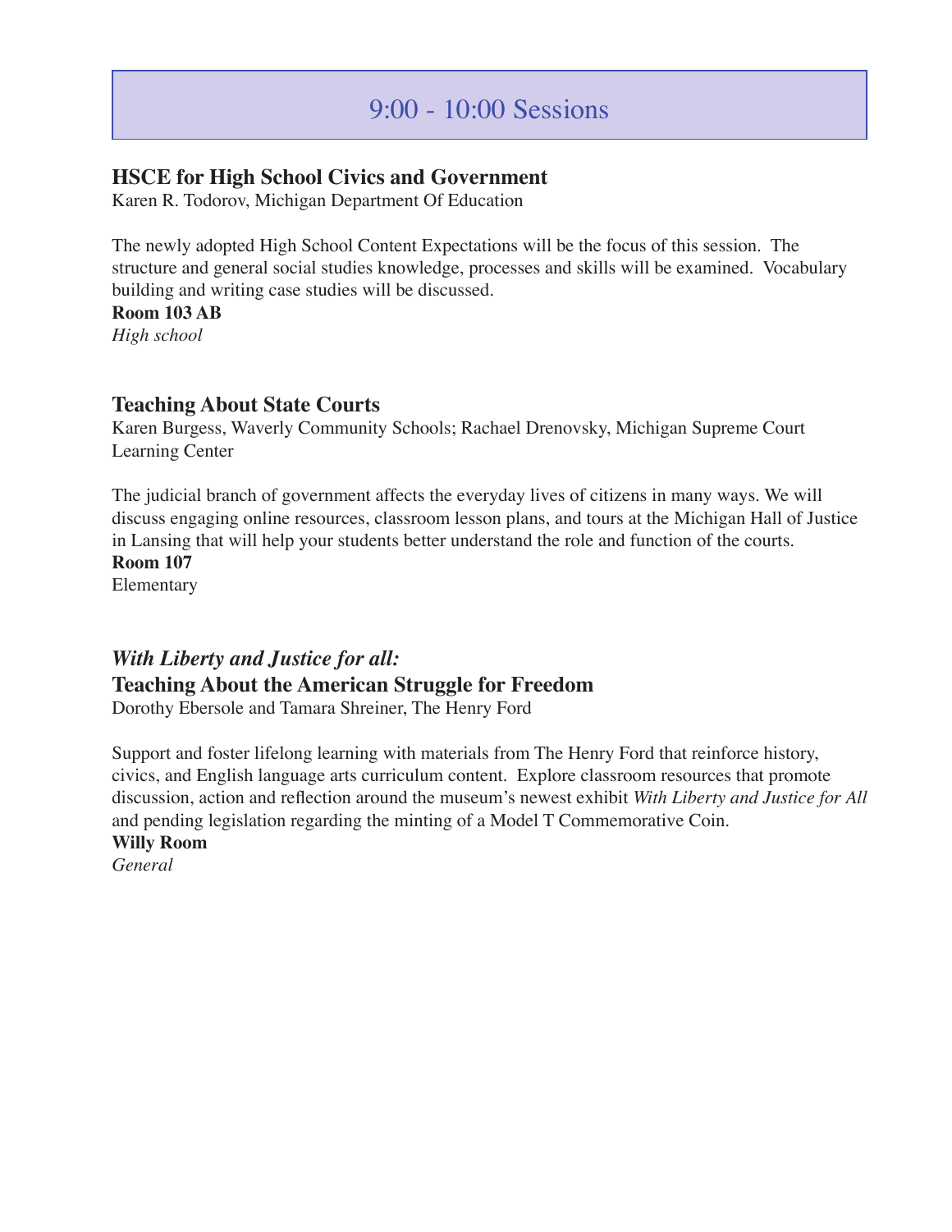# 9:00 - 10:00 Sessions

### HSCE for High School Civics and Government

Karen R. Todorov, Michigan Department Of Education

The newly adopted High School Content Expectations will be the focus of this session. The structure and general social studies knowledge, processes and skills will be examined. Vocabulary building and writing case studies will be discussed.

**Room 103 AB**

*High school*

### Teaching About State Courts

Karen Burgess, Waverly Community Schools; Rachael Drenovsky, Michigan Supreme Court Learning Center

The judicial branch of government affects the everyday lives of citizens in many ways. We will discuss engaging online resources, classroom lesson plans, and tours at the Michigan Hall of Justice in Lansing that will help your students better understand the role and function of the courts.

**Room 107**

Elementary

### *With Liberty and Justice for all:* Teaching About the American Struggle for Freedom

Dorothy Ebersole and Tamara Shreiner, The Henry Ford

Support and foster lifelong learning with materials from The Henry Ford that reinforce history, civics, and English language arts curriculum content. Explore classroom resources that promote discussion, action and reflection around the museum's newest exhibit *With Liberty and Justice for All* and pending legislation regarding the minting of a Model T Commemorative Coin.

**Willy Room**

*General*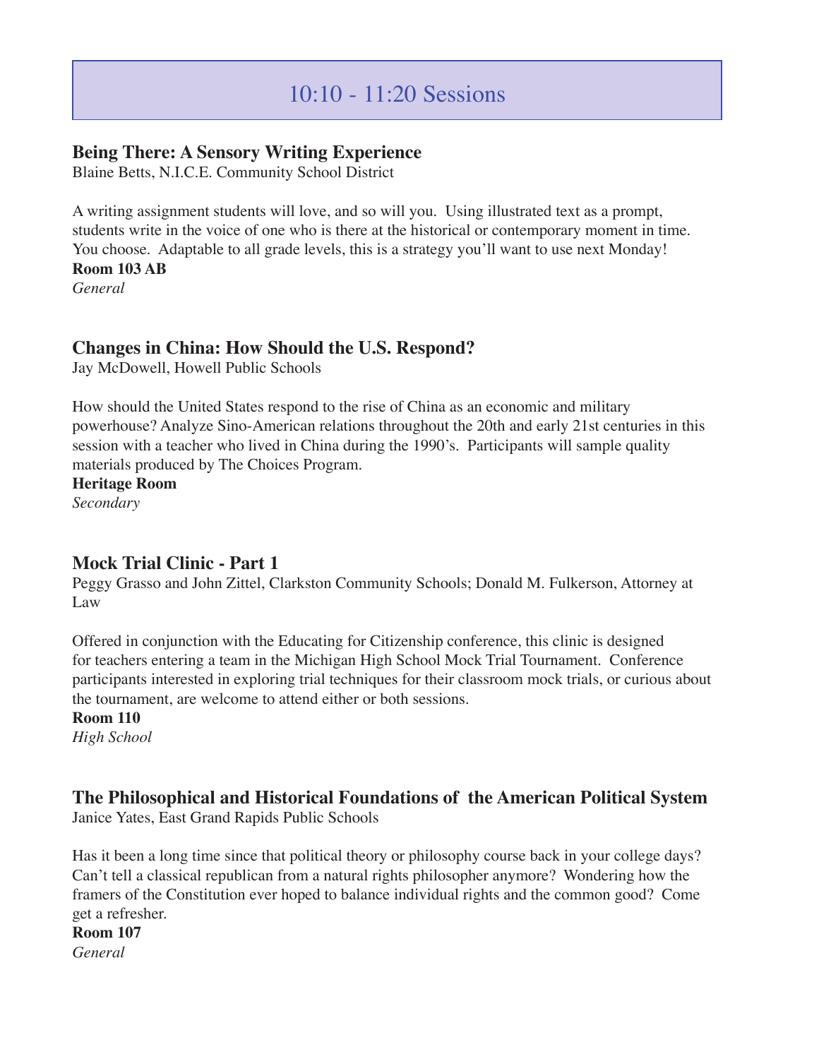# 10:10 - 11:20 Sessions

### Being There: A Sensory Writing Experience

Blaine Betts, N.I.C.E. Community School District

A writing assignment students will love, and so will you. Using illustrated text as a prompt, students write in the voice of one who is there at the historical or contemporary moment in time. You choose. Adaptable to all grade levels, this is a strategy you'll want to use next Monday!

**Room 103 AB**

*General*

### Changes in China: How Should the U.S. Respond?

Jay McDowell, Howell Public Schools

How should the United States respond to the rise of China as an economic and military powerhouse? Analyze Sino-American relations throughout the 20th and early 21st centuries in this session with a teacher who lived in China during the 1990's. Participants will sample quality materials produced by The Choices Program.

**Heritage Room**

*Secondary*

### Mock Trial Clinic - Part 1

Peggy Grasso and John Zittel, Clarkston Community Schools; Donald M. Fulkerson, Attorney at Law

Offered in conjunction with the Educating for Citizenship conference, this clinic is designed for teachers entering a team in the Michigan High School Mock Trial Tournament. Conference participants interested in exploring trial techniques for their classroom mock trials, or curious about the tournament, are welcome to attend either or both sessions.

**Room 110**

*High School*

### The Philosophical and Historical Foundations of the American Political System

Janice Yates, East Grand Rapids Public Schools

Has it been a long time since that political theory or philosophy course back in your college days? Can't tell a classical republican from a natural rights philosopher anymore? Wondering how the framers of the Constitution ever hoped to balance individual rights and the common good? Come get a refresher.

**Room 107**

*General*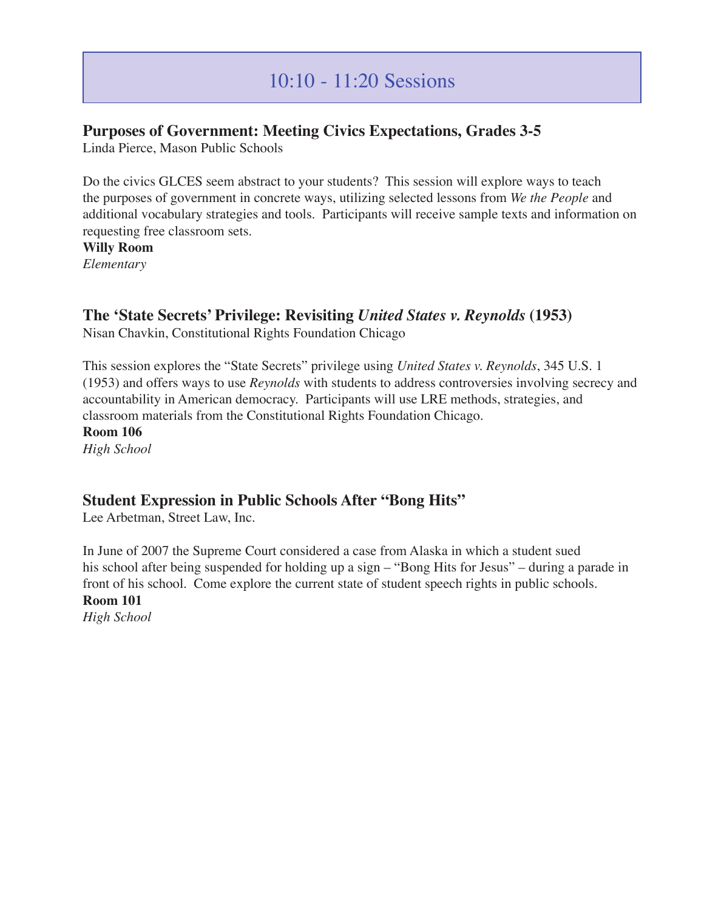# 10:10 - 11:20 Sessions

## Purposes of Government: Meeting Civics Expectations, Grades 3-5

Linda Pierce, Mason Public Schools

Do the civics GLCES seem abstract to your students? This session will explore ways to teach the purposes of government in concrete ways, utilizing selected lessons from *We the People* and additional vocabulary strategies and tools. Participants will receive sample texts and information on requesting free classroom sets.

**Willy Room**

*Elementary*

## The 'State Secrets' Privilege: Revisiting *United States v. Reynolds* (1953)

Nisan Chavkin, Constitutional Rights Foundation Chicago

This session explores the "State Secrets" privilege using *United States v. Reynolds*, 345 U.S. 1 (1953) and offers ways to use *Reynolds* with students to address controversies involving secrecy and accountability in American democracy. Participants will use LRE methods, strategies, and classroom materials from the Constitutional Rights Foundation Chicago.

**Room 106**

*High School*

## Student Expression in Public Schools After "Bong Hits"

Lee Arbetman, Street Law, Inc.

In June of 2007 the Supreme Court considered a case from Alaska in which a student sued his school after being suspended for holding up a sign – "Bong Hits for Jesus" – during a parade in front of his school. Come explore the current state of student speech rights in public schools.

**Room 101**

*High School*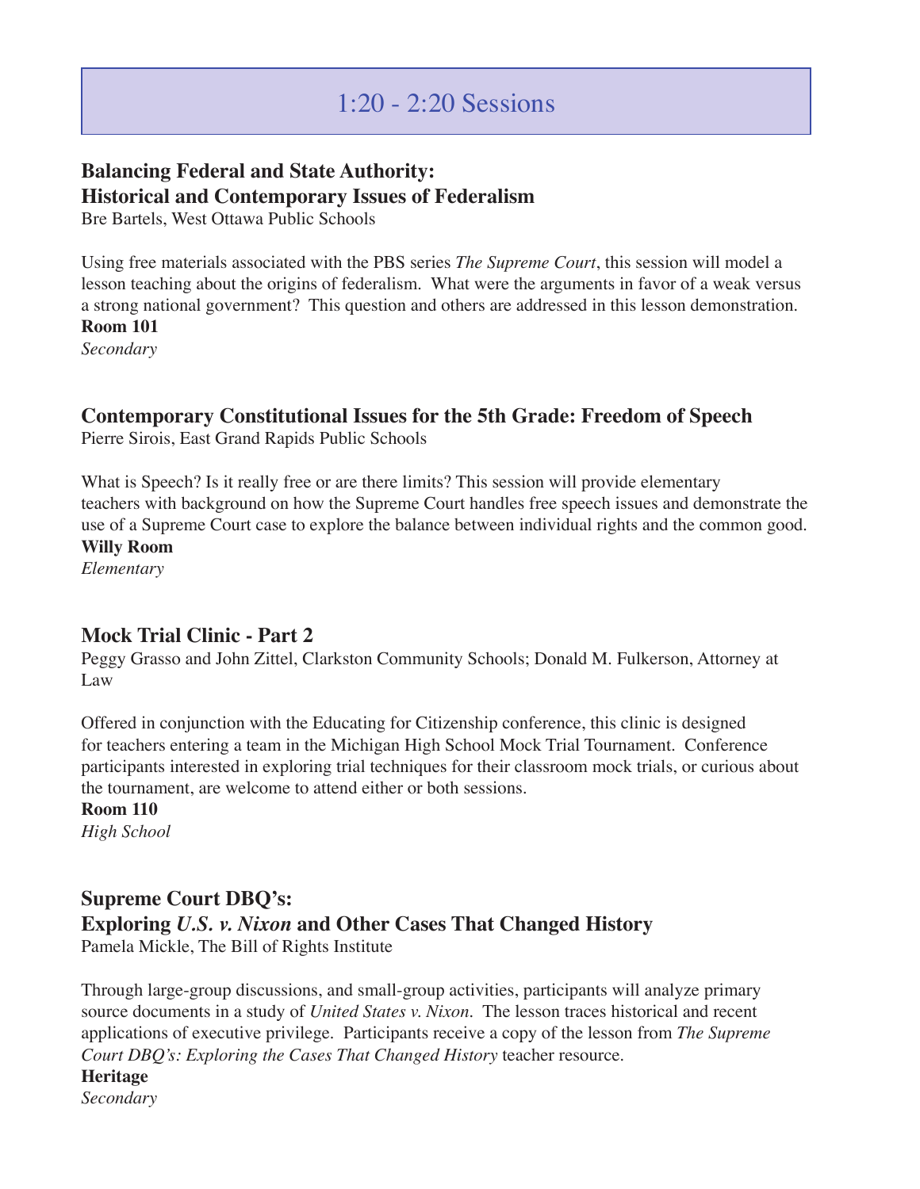# 1:20 - 2:20 Sessions

## Balancing Federal and State Authority: Historical and Contemporary Issues of Federalism

Bre Bartels, West Ottawa Public Schools

Using free materials associated with the PBS series *The Supreme Court*, this session will model a lesson teaching about the origins of federalism. What were the arguments in favor of a weak versus a strong national government? This question and others are addressed in this lesson demonstration.

**Room 101**

*Secondary*

## Contemporary Constitutional Issues for the 5th Grade: Freedom of Speech

Pierre Sirois, East Grand Rapids Public Schools

What is Speech? Is it really free or are there limits? This session will provide elementary teachers with background on how the Supreme Court handles free speech issues and demonstrate the use of a Supreme Court case to explore the balance between individual rights and the common good.

**Willy Room**

*Elementary*

## Mock Trial Clinic - Part 2

Peggy Grasso and John Zittel, Clarkston Community Schools; Donald M. Fulkerson, Attorney at Law

Offered in conjunction with the Educating for Citizenship conference, this clinic is designed for teachers entering a team in the Michigan High School Mock Trial Tournament. Conference participants interested in exploring trial techniques for their classroom mock trials, or curious about the tournament, are welcome to attend either or both sessions.

**Room 110**

*High School*

## Supreme Court DBQ's: Exploring *U.S. v. Nixon* and Other Cases That Changed History

Pamela Mickle, The Bill of Rights Institute

Through large-group discussions, and small-group activities, participants will analyze primary source documents in a study of *United States v. Nixon*. The lesson traces historical and recent applications of executive privilege. Participants receive a copy of the lesson from *The Supreme Court DBQ's: Exploring the Cases That Changed History* teacher resource.

**Heritage**

*Secondary*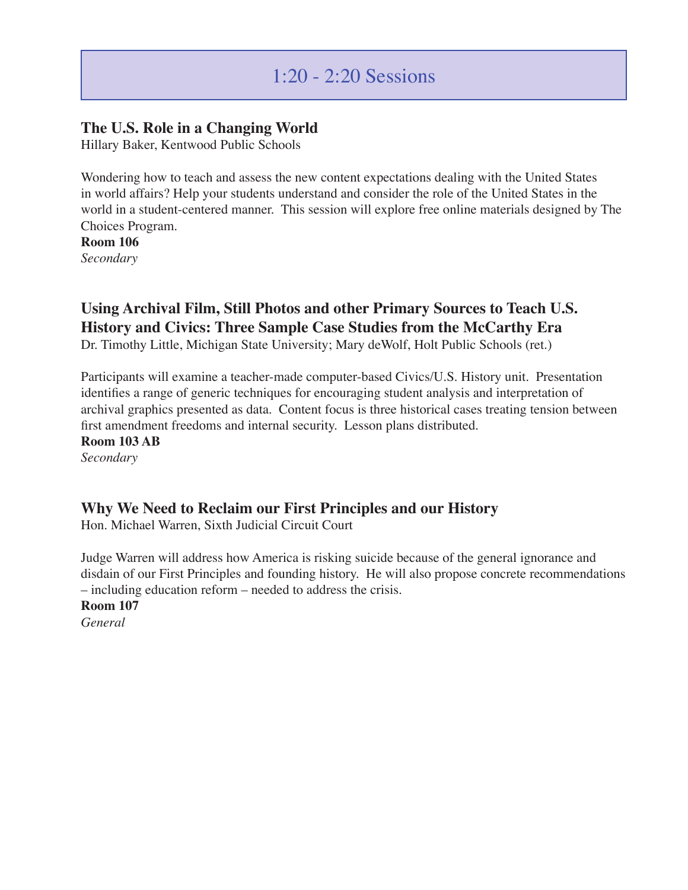## 1:20 - 2:20 Sessions

### The U.S. Role in a Changing World

Hillary Baker, Kentwood Public Schools

Wondering how to teach and assess the new content expectations dealing with the United States in world affairs? Help your students understand and consider the role of the United States in the world in a student-centered manner. This session will explore free online materials designed by The Choices Program.

**Room 106**

*Secondary*

### Using Archival Film, Still Photos and other Primary Sources to Teach U.S. History and Civics: Three Sample Case Studies from the McCarthy Era

Dr. Timothy Little, Michigan State University; Mary deWolf, Holt Public Schools (ret.)

Participants will examine a teacher-made computer-based Civics/U.S. History unit. Presentation identifies a range of generic techniques for encouraging student analysis and interpretation of archival graphics presented as data. Content focus is three historical cases treating tension between first amendment freedoms and internal security. Lesson plans distributed.

**Room 103 AB**

*Secondary*

### Why We Need to Reclaim our First Principles and our History

Hon. Michael Warren, Sixth Judicial Circuit Court

Judge Warren will address how America is risking suicide because of the general ignorance and disdain of our First Principles and founding history. He will also propose concrete recommendations – including education reform – needed to address the crisis.

**Room 107**

*General*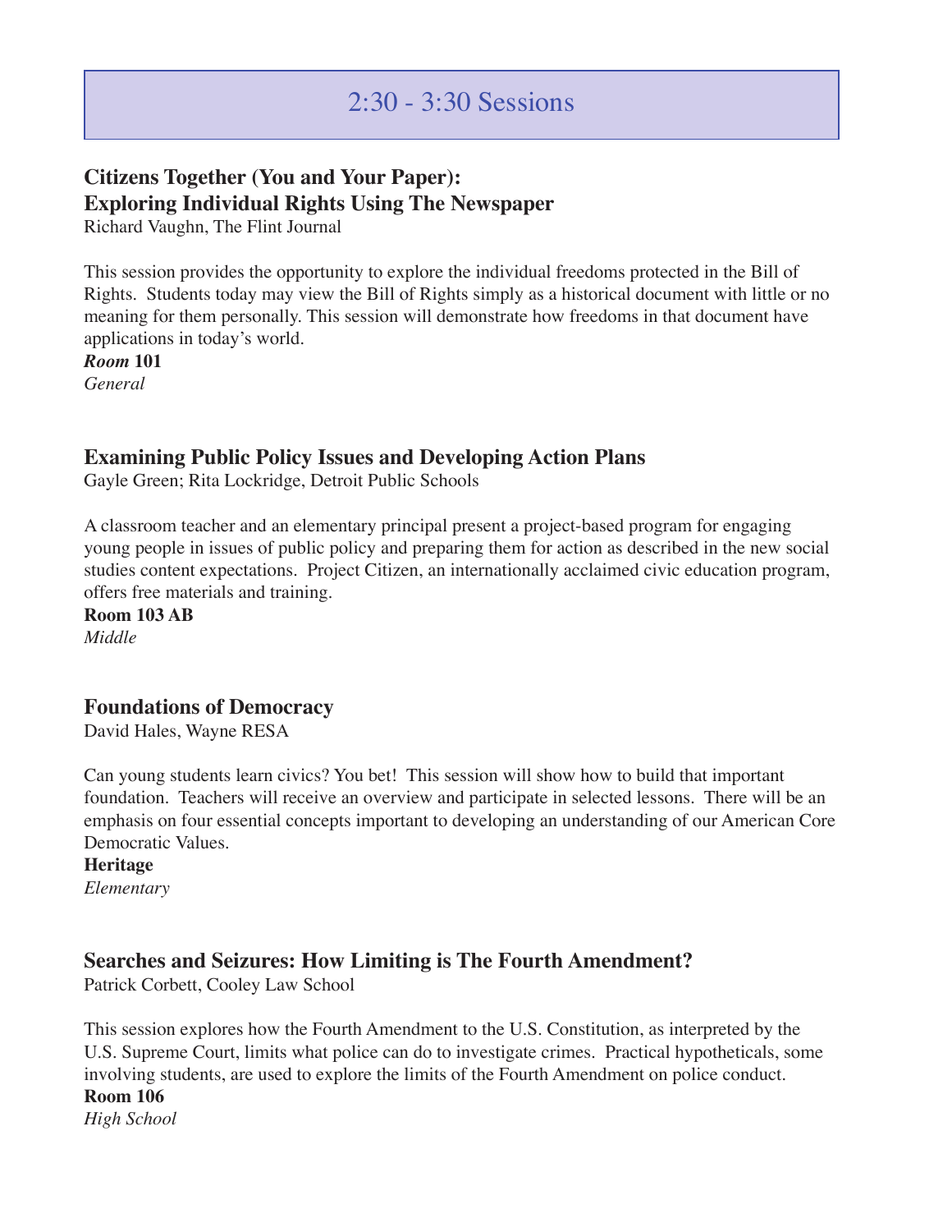# 2:30 - 3:30 Sessions

## Citizens Together (You and Your Paper): Exploring Individual Rights Using The Newspaper

Richard Vaughn, The Flint Journal

This session provides the opportunity to explore the individual freedoms protected in the Bill of Rights. Students today may view the Bill of Rights simply as a historical document with little or no meaning for them personally. This session will demonstrate how freedoms in that document have applications in today's world.

***Room*** **101**

*General*

## Examining Public Policy Issues and Developing Action Plans

Gayle Green; Rita Lockridge, Detroit Public Schools

A classroom teacher and an elementary principal present a project-based program for engaging young people in issues of public policy and preparing them for action as described in the new social studies content expectations. Project Citizen, an internationally acclaimed civic education program, offers free materials and training.

**Room 103 AB**

*Middle*

## Foundations of Democracy

David Hales, Wayne RESA

Can young students learn civics? You bet! This session will show how to build that important foundation. Teachers will receive an overview and participate in selected lessons. There will be an emphasis on four essential concepts important to developing an understanding of our American Core Democratic Values.

**Heritage**

*Elementary*

## Searches and Seizures: How Limiting is The Fourth Amendment?

Patrick Corbett, Cooley Law School

This session explores how the Fourth Amendment to the U.S. Constitution, as interpreted by the U.S. Supreme Court, limits what police can do to investigate crimes. Practical hypotheticals, some involving students, are used to explore the limits of the Fourth Amendment on police conduct.

**Room 106**

*High School*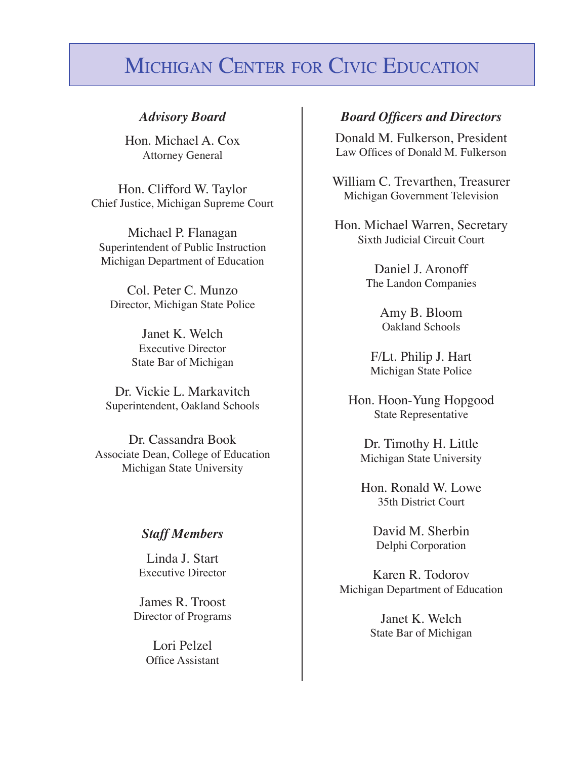# Michigan Center for Civic Education

### *Advisory Board*

Hon. Michael A. Cox
Attorney General

Hon. Clifford W. Taylor
Chief Justice, Michigan Supreme Court

Michael P. Flanagan
Superintendent of Public Instruction
Michigan Department of Education

Col. Peter C. Munzo
Director, Michigan State Police

Janet K. Welch
Executive Director
State Bar of Michigan

Dr. Vickie L. Markavitch
Superintendent, Oakland Schools

Dr. Cassandra Book
Associate Dean, College of Education
Michigan State University

### *Staff Members*

Linda J. Start
Executive Director

James R. Troost
Director of Programs

Lori Pelzel
Office Assistant

### *Board Officers and Directors*

Donald M. Fulkerson, President
Law Offices of Donald M. Fulkerson

William C. Trevarthen, Treasurer
Michigan Government Television

Hon. Michael Warren, Secretary
Sixth Judicial Circuit Court

Daniel J. Aronoff
The Landon Companies

Amy B. Bloom
Oakland Schools

F/Lt. Philip J. Hart
Michigan State Police

Hon. Hoon-Yung Hopgood
State Representative

Dr. Timothy H. Little
Michigan State University

Hon. Ronald W. Lowe
35th District Court

David M. Sherbin
Delphi Corporation

Karen R. Todorov
Michigan Department of Education

Janet K. Welch
State Bar of Michigan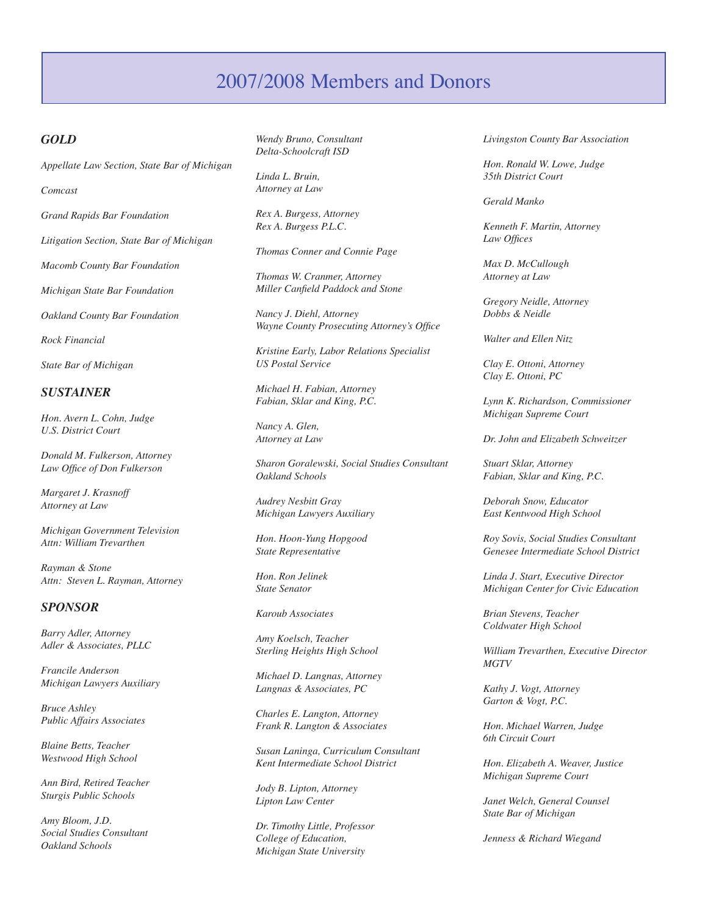# 2007/2008 Members and Donors

### *GOLD*

*Appellate Law Section, State Bar of Michigan*

*Comcast*

*Grand Rapids Bar Foundation*

*Litigation Section, State Bar of Michigan*

*Macomb County Bar Foundation*

*Michigan State Bar Foundation*

*Oakland County Bar Foundation*

*Rock Financial*

*State Bar of Michigan*

### *SUSTAINER*

*Hon. Avern L. Cohn, Judge*
*U.S. District Court*

*Donald M. Fulkerson, Attorney*
*Law Office of Don Fulkerson*

*Margaret J. Krasnoff*
*Attorney at Law*

*Michigan Government Television*
*Attn: William Trevarthen*

*Rayman & Stone*
*Attn: Steven L. Rayman, Attorney*

### *SPONSOR*

*Barry Adler, Attorney*
*Adler & Associates, PLLC*

*Francile Anderson*
*Michigan Lawyers Auxiliary*

*Bruce Ashley*
*Public Affairs Associates*

*Blaine Betts, Teacher*
*Westwood High School*

*Ann Bird, Retired Teacher*
*Sturgis Public Schools*

*Amy Bloom, J.D.*
*Social Studies Consultant*
*Oakland Schools*

*Wendy Bruno, Consultant*
*Delta-Schoolcraft ISD*

*Linda L. Bruin,*
*Attorney at Law*

*Rex A. Burgess, Attorney*
*Rex A. Burgess P.L.C.*

*Thomas Conner and Connie Page*

*Thomas W. Cranmer, Attorney*
*Miller Canfield Paddock and Stone*

*Nancy J. Diehl, Attorney*
*Wayne County Prosecuting Attorney's Office*

*Kristine Early, Labor Relations Specialist*
*US Postal Service*

*Michael H. Fabian, Attorney*
*Fabian, Sklar and King, P.C.*

*Nancy A. Glen,*
*Attorney at Law*

*Sharon Goralewski, Social Studies Consultant*
*Oakland Schools*

*Audrey Nesbitt Gray*
*Michigan Lawyers Auxiliary*

*Hon. Hoon-Yung Hopgood*
*State Representative*

*Hon. Ron Jelinek*
*State Senator*

*Karoub Associates*

*Amy Koelsch, Teacher*
*Sterling Heights High School*

*Michael D. Langnas, Attorney*
*Langnas & Associates, PC*

*Charles E. Langton, Attorney*
*Frank R. Langton & Associates*

*Susan Laninga, Curriculum Consultant*
*Kent Intermediate School District*

*Jody B. Lipton, Attorney*
*Lipton Law Center*

*Dr. Timothy Little, Professor*
*College of Education,*
*Michigan State University*

*Livingston County Bar Association*

*Hon. Ronald W. Lowe, Judge*
*35th District Court*

*Gerald Manko*

*Kenneth F. Martin, Attorney*
*Law Offices*

*Max D. McCullough*
*Attorney at Law*

*Gregory Neidle, Attorney*
*Dobbs & Neidle*

*Walter and Ellen Nitz*

*Clay E. Ottoni, Attorney*
*Clay E. Ottoni, PC*

*Lynn K. Richardson, Commissioner*
*Michigan Supreme Court*

*Dr. John and Elizabeth Schweitzer*

*Stuart Sklar, Attorney*
*Fabian, Sklar and King, P.C.*

*Deborah Snow, Educator*
*East Kentwood High School*

*Roy Sovis, Social Studies Consultant*
*Genesee Intermediate School District*

*Linda J. Start, Executive Director*
*Michigan Center for Civic Education*

*Brian Stevens, Teacher*
*Coldwater High School*

*William Trevarthen, Executive Director*
*MGTV*

*Kathy J. Vogt, Attorney*
*Garton & Vogt, P.C.*

*Hon. Michael Warren, Judge*
*6th Circuit Court*

*Hon. Elizabeth A. Weaver, Justice*
*Michigan Supreme Court*

*Janet Welch, General Counsel*
*State Bar of Michigan*

*Jenness & Richard Wiegand*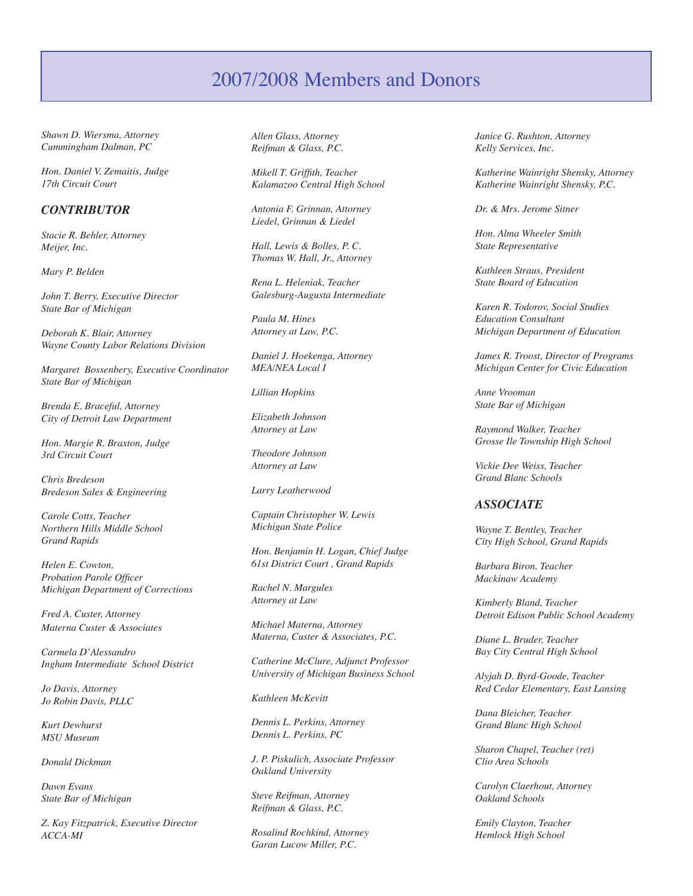# 2007/2008 Members and Donors

*Shawn D. Wiersma, Attorney*
*Cummingham Dalman, PC*

*Hon. Daniel V. Zemaitis, Judge*
*17th Circuit Court*

### *CONTRIBUTOR*

*Stacie R. Behler, Attorney*
*Meijer, Inc.*

*Mary P. Belden*

*John T. Berry, Executive Director*
*State Bar of Michigan*

*Deborah K. Blair, Attorney*
*Wayne County Labor Relations Division*

*Margaret Bossenbery, Executive Coordinator*
*State Bar of Michigan*

*Brenda E. Braceful, Attorney*
*City of Detroit Law Department*

*Hon. Margie R. Braxton, Judge*
*3rd Circuit Court*

*Chris Bredeson*
*Bredeson Sales & Engineering*

*Carole Cotts, Teacher*
*Northern Hills Middle School*
*Grand Rapids*

*Helen E. Cowton,*
*Probation Parole Officer*
*Michigan Department of Corrections*

*Fred A. Custer, Attorney*
*Materna Custer & Associates*

*Carmela D'Alessandro*
*Ingham Intermediate School District*

*Jo Davis, Attorney*
*Jo Robin Davis, PLLC*

*Kurt Dewhurst*
*MSU Museum*

*Donald Dickman*

*Dawn Evans*
*State Bar of Michigan*

*Z. Kay Fitzpatrick, Executive Director*
*ACCA-MI*

*Allen Glass, Attorney*
*Reifman & Glass, P.C.*

*Mikell T. Griffith, Teacher*
*Kalamazoo Central High School*

*Antonia F. Grinnan, Attorney*
*Liedel, Grinnan & Liedel*

*Hall, Lewis & Bolles, P. C.*
*Thomas W. Hall, Jr., Attorney*

*Rena L. Heleniak, Teacher*
*Galesburg-Augusta Intermediate*

*Paula M. Hines*
*Attorney at Law, P.C.*

*Daniel J. Hoekenga, Attorney*
*MEA/NEA Local I*

*Lillian Hopkins*

*Elizabeth Johnson*
*Attorney at Law*

*Theodore Johnson*
*Attorney at Law*

*Larry Leatherwood*

*Captain Christopher W. Lewis*
*Michigan State Police*

*Hon. Benjamin H. Logan, Chief Judge*
*61st District Court , Grand Rapids*

*Rachel N. Margules*
*Attorney at Law*

*Michael Materna, Attorney*
*Materna, Custer & Associates, P.C.*

*Catherine McClure, Adjunct Professor*
*University of Michigan Business School*

*Kathleen McKevitt*

*Dennis L. Perkins, Attorney*
*Dennis L. Perkins, PC*

*J. P. Piskulich, Associate Professor*
*Oakland University*

*Steve Reifman, Attorney*
*Reifman & Glass, P.C.*

*Rosalind Rochkind, Attorney*
*Garan Lucow Miller, P.C.*

*Janice G. Rushton, Attorney*
*Kelly Services, Inc.*

*Katherine Wainright Shensky, Attorney*
*Katherine Wainright Shensky, P.C.*

*Dr. & Mrs. Jerome Sitner*

*Hon. Alma Wheeler Smith*
*State Representative*

*Kathleen Straus, President*
*State Board of Education*

*Karen R. Todorov, Social Studies*
*Education Consultant*
*Michigan Department of Education*

*James R. Troost, Director of Programs*
*Michigan Center for Civic Education*

*Anne Vrooman*
*State Bar of Michigan*

*Raymond Walker, Teacher*
*Grosse Ile Township High School*

*Vickie Dee Weiss, Teacher*
*Grand Blanc Schools*

### *ASSOCIATE*

*Wayne T. Bentley, Teacher*
*City High School, Grand Rapids*

*Barbara Biron, Teacher*
*Mackinaw Academy*

*Kimberly Bland, Teacher*
*Detroit Edison Public School Academy*

*Diane L. Bruder, Teacher*
*Bay City Central High School*

*Alyjah D. Byrd-Goode, Teacher*
*Red Cedar Elementary, East Lansing*

*Dana Bleicher, Teacher*
*Grand Blanc High School*

*Sharon Chapel, Teacher (ret)*
*Clio Area Schools*

*Carolyn Claerhout, Attorney*
*Oakland Schools*

*Emily Clayton, Teacher*
*Hemlock High School*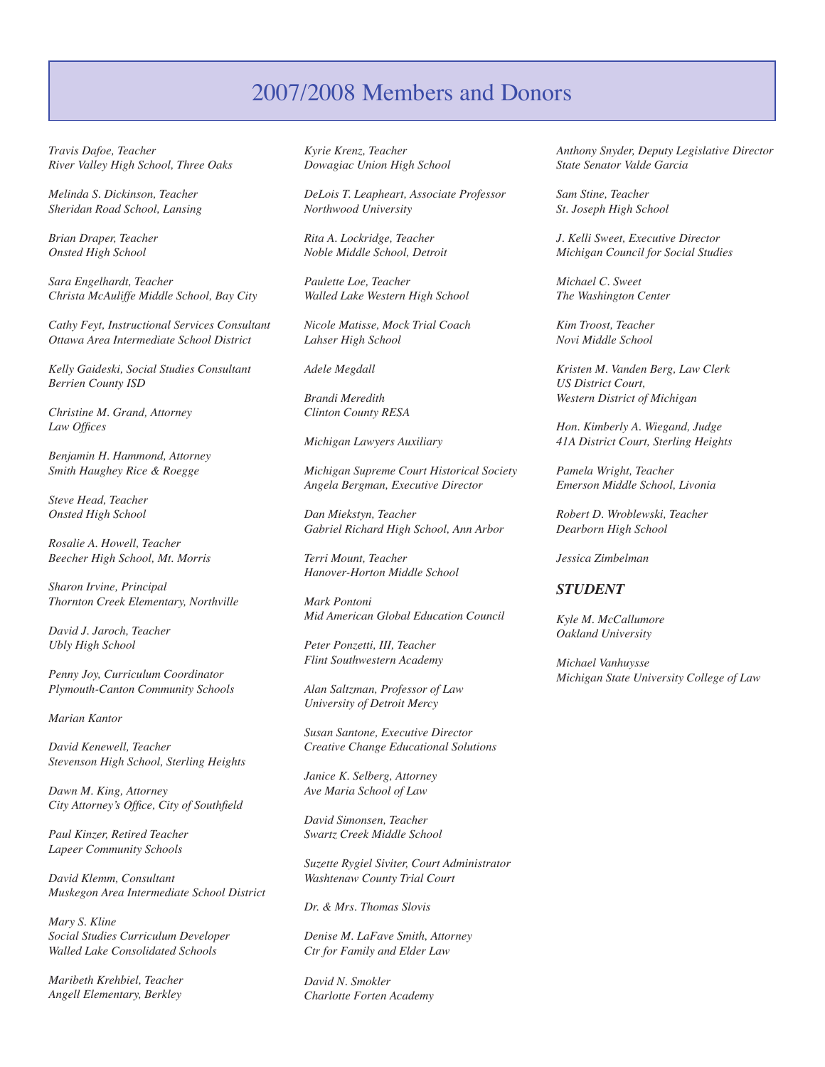# 2007/2008 Members and Donors

*Travis Dafoe, Teacher*
*River Valley High School, Three Oaks*

*Melinda S. Dickinson, Teacher*
*Sheridan Road School, Lansing*

*Brian Draper, Teacher*
*Onsted High School*

*Sara Engelhardt, Teacher*
*Christa McAuliffe Middle School, Bay City*

*Cathy Feyt, Instructional Services Consultant*
*Ottawa Area Intermediate School District*

*Kelly Gaideski, Social Studies Consultant*
*Berrien County ISD*

*Christine M. Grand, Attorney*
*Law Offices*

*Benjamin H. Hammond, Attorney*
*Smith Haughey Rice & Roegge*

*Steve Head, Teacher*
*Onsted High School*

*Rosalie A. Howell, Teacher*
*Beecher High School, Mt. Morris*

*Sharon Irvine, Principal*
*Thornton Creek Elementary, Northville*

*David J. Jaroch, Teacher*
*Ubly High School*

*Penny Joy, Curriculum Coordinator*
*Plymouth-Canton Community Schools*

*Marian Kantor*

*David Kenewell, Teacher*
*Stevenson High School, Sterling Heights*

*Dawn M. King, Attorney*
*City Attorney's Office, City of Southfield*

*Paul Kinzer, Retired Teacher*
*Lapeer Community Schools*

*David Klemm, Consultant*
*Muskegon Area Intermediate School District*

*Mary S. Kline*
*Social Studies Curriculum Developer*
*Walled Lake Consolidated Schools*

*Maribeth Krehbiel, Teacher*
*Angell Elementary, Berkley*

*Kyrie Krenz, Teacher*
*Dowagiac Union High School*

*DeLois T. Leapheart, Associate Professor*
*Northwood University*

*Rita A. Lockridge, Teacher*
*Noble Middle School, Detroit*

*Paulette Loe, Teacher*
*Walled Lake Western High School*

*Nicole Matisse, Mock Trial Coach*
*Lahser High School*

*Adele Megdall*

*Brandi Meredith*
*Clinton County RESA*

*Michigan Lawyers Auxiliary*

*Michigan Supreme Court Historical Society*
*Angela Bergman, Executive Director*

*Dan Miekstyn, Teacher*
*Gabriel Richard High School, Ann Arbor*

*Terri Mount, Teacher*
*Hanover-Horton Middle School*

*Mark Pontoni*
*Mid American Global Education Council*

*Peter Ponzetti, III, Teacher*
*Flint Southwestern Academy*

*Alan Saltzman, Professor of Law*
*University of Detroit Mercy*

*Susan Santone, Executive Director*
*Creative Change Educational Solutions*

*Janice K. Selberg, Attorney*
*Ave Maria School of Law*

*David Simonsen, Teacher*
*Swartz Creek Middle School*

*Suzette Rygiel Siviter, Court Administrator*
*Washtenaw County Trial Court*

*Dr. & Mrs. Thomas Slovis*

*Denise M. LaFave Smith, Attorney*
*Ctr for Family and Elder Law*

*David N. Smokler*
*Charlotte Forten Academy*

*Anthony Snyder, Deputy Legislative Director*
*State Senator Valde Garcia*

*Sam Stine, Teacher*
*St. Joseph High School*

*J. Kelli Sweet, Executive Director*
*Michigan Council for Social Studies*

*Michael C. Sweet*
*The Washington Center*

*Kim Troost, Teacher*
*Novi Middle School*

*Kristen M. Vanden Berg, Law Clerk*
*US District Court,*
*Western District of Michigan*

*Hon. Kimberly A. Wiegand, Judge*
*41A District Court, Sterling Heights*

*Pamela Wright, Teacher*
*Emerson Middle School, Livonia*

*Robert D. Wroblewski, Teacher*
*Dearborn High School*

*Jessica Zimbelman*

### *STUDENT*

*Kyle M. McCallumore*
*Oakland University*

*Michael Vanhuysse*
*Michigan State University College of Law*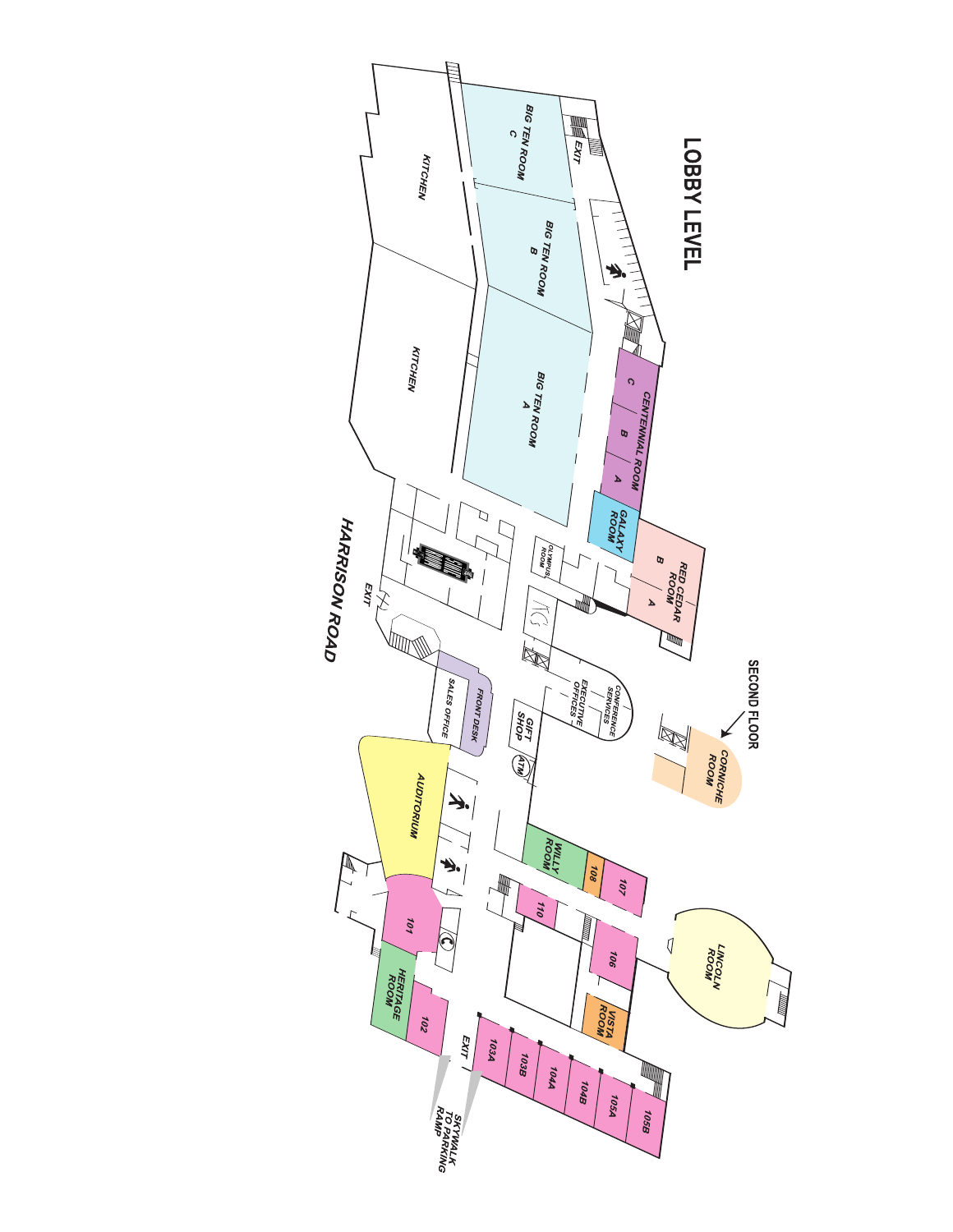# LOBBY LEVEL

BIG TEN ROOM C

BIG TEN ROOM B

BIG TEN ROOM A

KITCHEN

KITCHEN

EXIT

CENTENNIAL ROOM

C

B

A

GALAXY ROOM

OLYMPUS ROOM

RED CEDAR ROOM

B

A

HARRISON ROAD

EXIT

CONFERENCE SERVICES

EXECUTIVE OFFICES

SECOND FLOOR

CORNICHE ROOM

FRONT DESK

SALES OFFICE

GIFT SHOP

ATM

AUDITORIUM

WILLY ROOM

108

107

110

LINCOLN ROOM

101

106

HERITAGE ROOM

102

VISTA ROOM

EXIT

103A

103B

104A

104B

105A

105B

SKYWALK TO PARKING RAMP